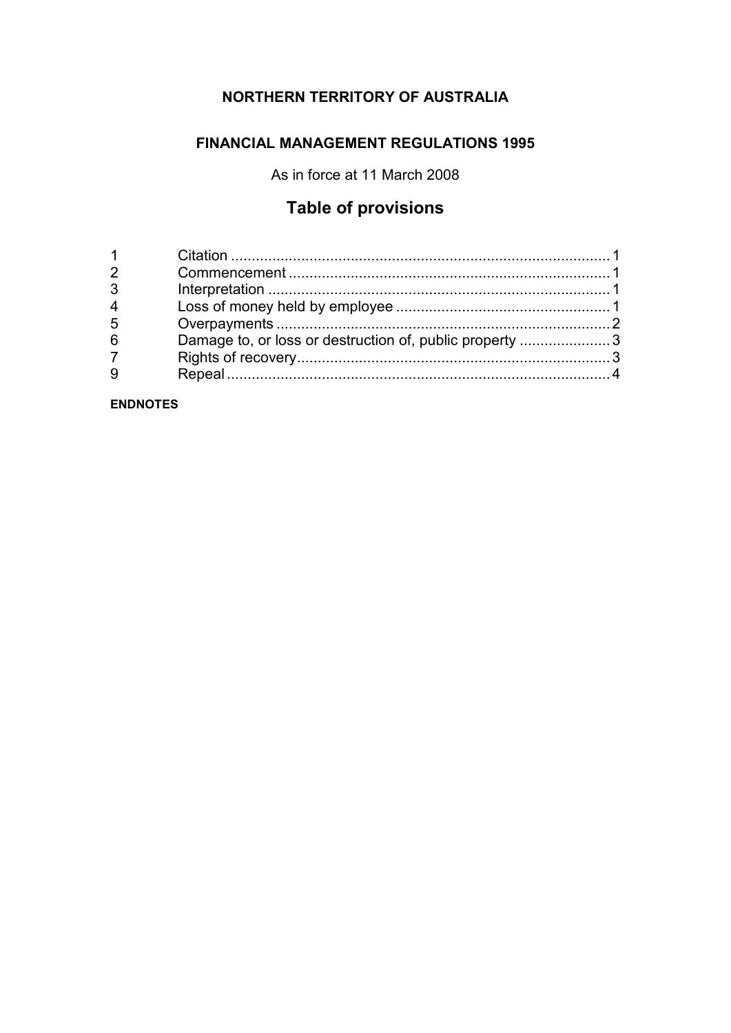**NORTHERN TERRITORY OF AUSTRALIA**

**FINANCIAL MANAGEMENT REGULATIONS 1995**

As in force at 11 March 2008

# Table of provisions

| | | |
|---|---|---|
| 1 | Citation | 1 |
| 2 | Commencement | 1 |
| 3 | Interpretation | 1 |
| 4 | Loss of money held by employee | 1 |
| 5 | Overpayments | 2 |
| 6 | Damage to, or loss or destruction of, public property | 3 |
| 7 | Rights of recovery | 3 |
| 9 | Repeal | 4 |

**ENDNOTES**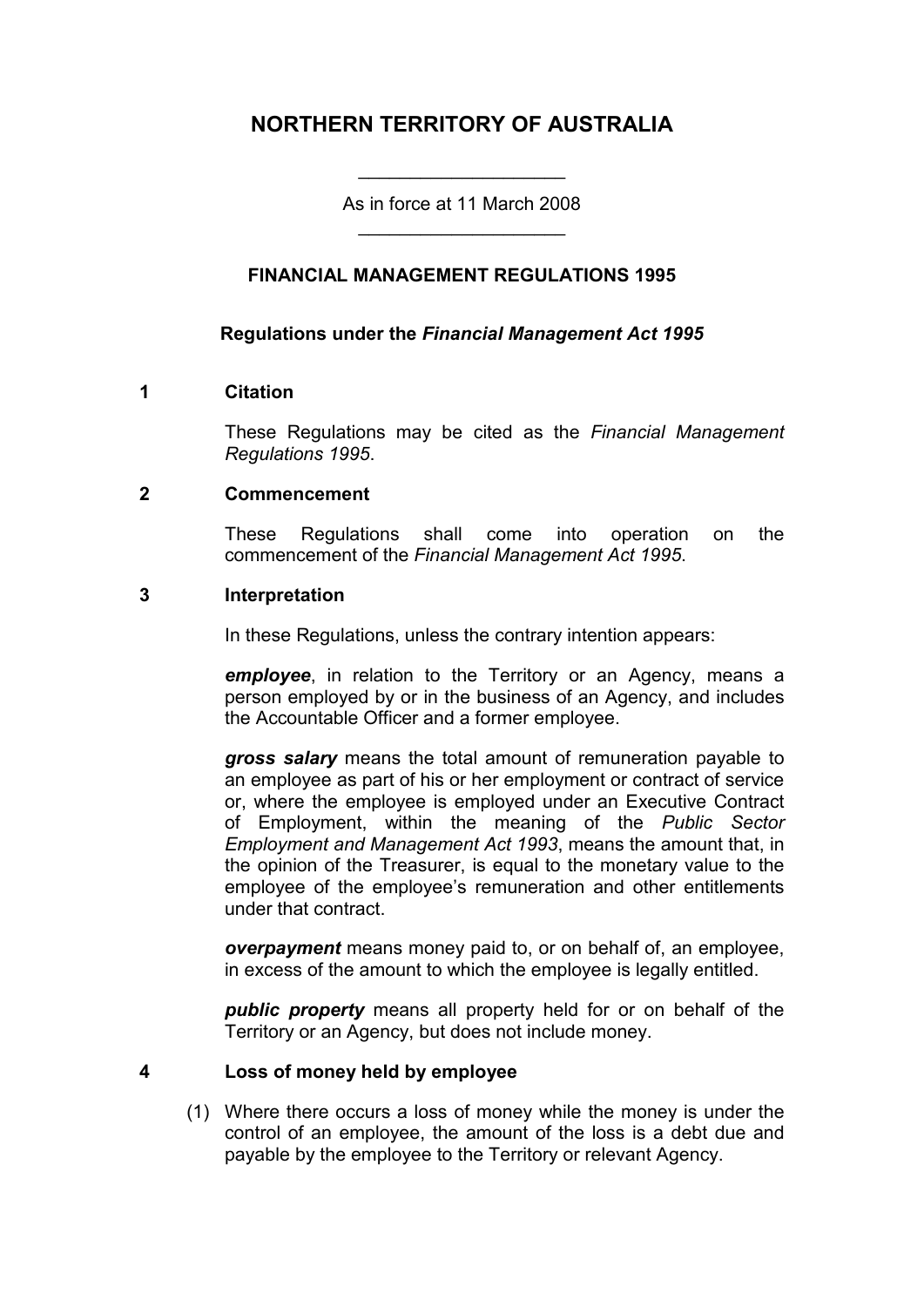# NORTHERN TERRITORY OF AUSTRALIA

As in force at 11 March 2008

## FINANCIAL MANAGEMENT REGULATIONS 1995

### Regulations under the *Financial Management Act 1995*

**1 Citation**

These Regulations may be cited as the *Financial Management Regulations 1995*.

**2 Commencement**

These Regulations shall come into operation on the commencement of the *Financial Management Act 1995*.

**3 Interpretation**

In these Regulations, unless the contrary intention appears:

***employee***, in relation to the Territory or an Agency, means a person employed by or in the business of an Agency, and includes the Accountable Officer and a former employee.

***gross salary*** means the total amount of remuneration payable to an employee as part of his or her employment or contract of service or, where the employee is employed under an Executive Contract of Employment, within the meaning of the *Public Sector Employment and Management Act 1993*, means the amount that, in the opinion of the Treasurer, is equal to the monetary value to the employee of the employee's remuneration and other entitlements under that contract.

***overpayment*** means money paid to, or on behalf of, an employee, in excess of the amount to which the employee is legally entitled.

***public property*** means all property held for or on behalf of the Territory or an Agency, but does not include money.

**4 Loss of money held by employee**

(1) Where there occurs a loss of money while the money is under the control of an employee, the amount of the loss is a debt due and payable by the employee to the Territory or relevant Agency.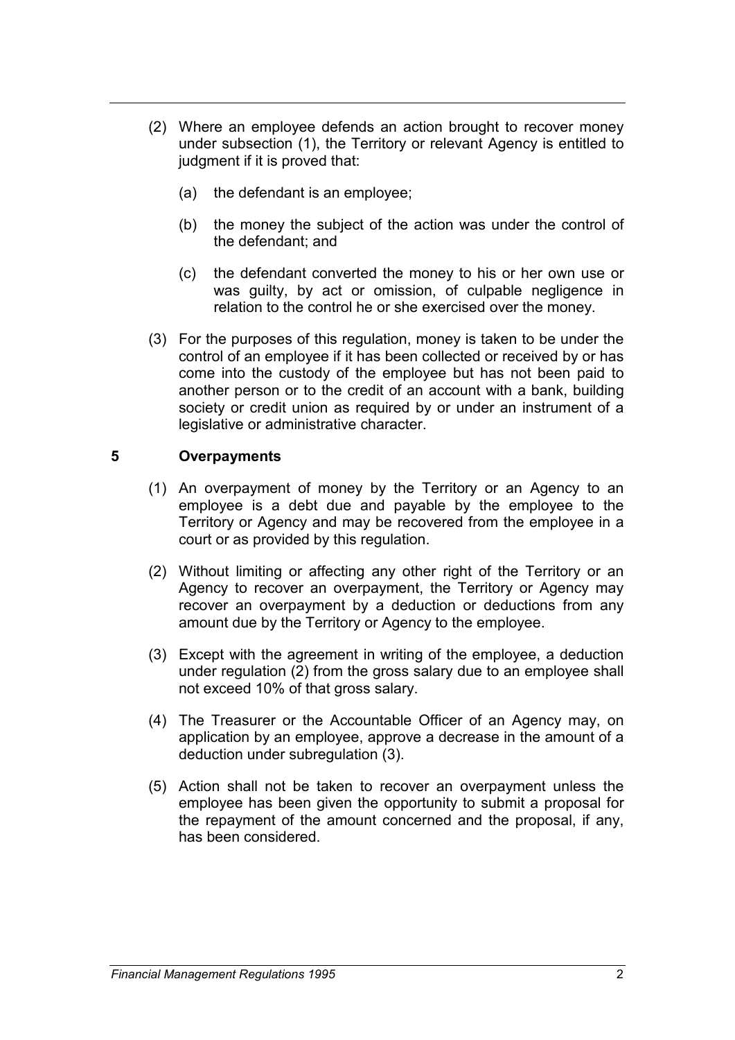(2) Where an employee defends an action brought to recover money under subsection (1), the Territory or relevant Agency is entitled to judgment if it is proved that:

  (a) the defendant is an employee;

  (b) the money the subject of the action was under the control of the defendant; and

  (c) the defendant converted the money to his or her own use or was guilty, by act or omission, of culpable negligence in relation to the control he or she exercised over the money.

(3) For the purposes of this regulation, money is taken to be under the control of an employee if it has been collected or received by or has come into the custody of the employee but has not been paid to another person or to the credit of an account with a bank, building society or credit union as required by or under an instrument of a legislative or administrative character.

### 5 Overpayments

(1) An overpayment of money by the Territory or an Agency to an employee is a debt due and payable by the employee to the Territory or Agency and may be recovered from the employee in a court or as provided by this regulation.

(2) Without limiting or affecting any other right of the Territory or an Agency to recover an overpayment, the Territory or Agency may recover an overpayment by a deduction or deductions from any amount due by the Territory or Agency to the employee.

(3) Except with the agreement in writing of the employee, a deduction under regulation (2) from the gross salary due to an employee shall not exceed 10% of that gross salary.

(4) The Treasurer or the Accountable Officer of an Agency may, on application by an employee, approve a decrease in the amount of a deduction under subregulation (3).

(5) Action shall not be taken to recover an overpayment unless the employee has been given the opportunity to submit a proposal for the repayment of the amount concerned and the proposal, if any, has been considered.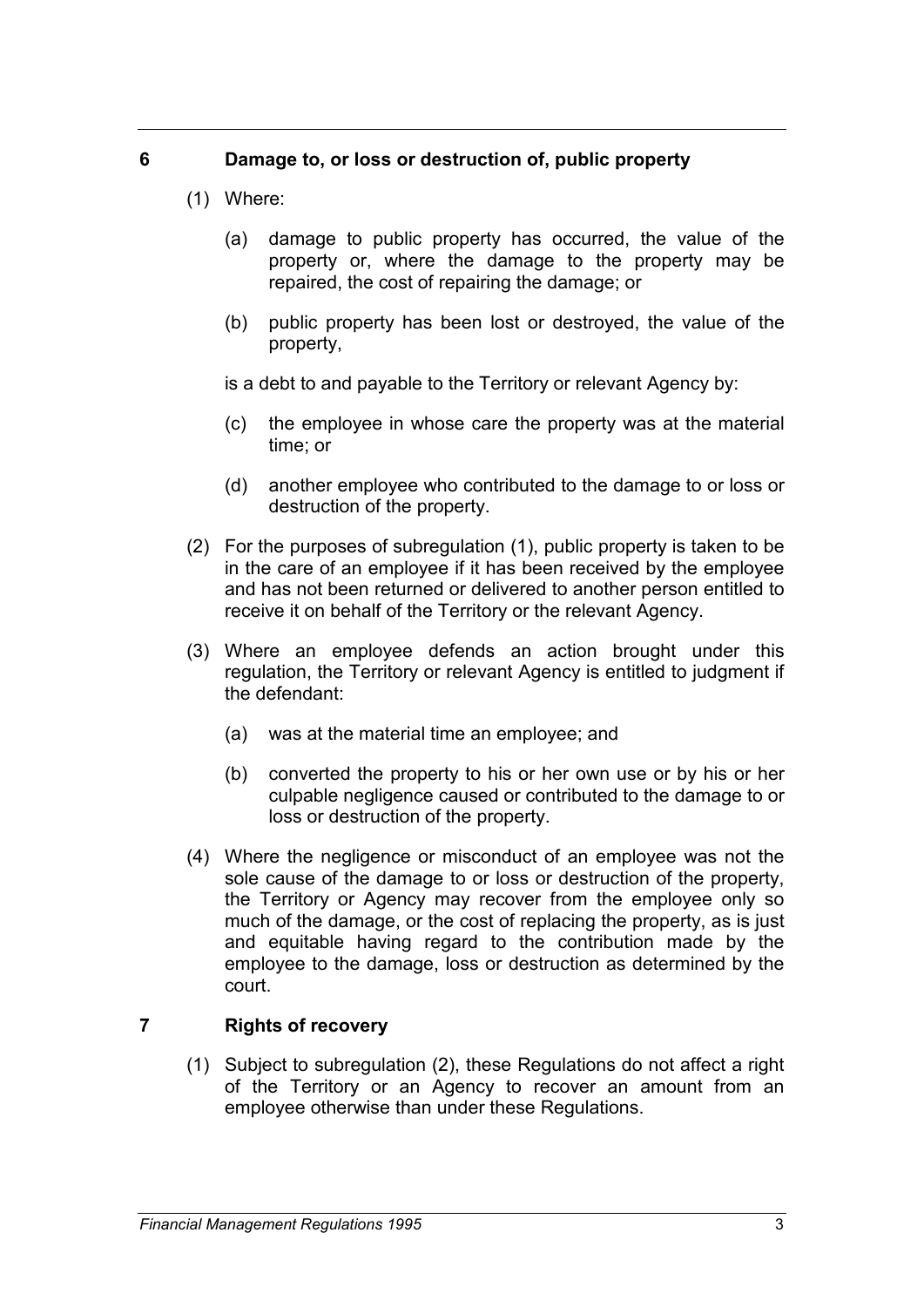## 6 Damage to, or loss or destruction of, public property

(1) Where:

(a) damage to public property has occurred, the value of the property or, where the damage to the property may be repaired, the cost of repairing the damage; or

(b) public property has been lost or destroyed, the value of the property,

is a debt to and payable to the Territory or relevant Agency by:

(c) the employee in whose care the property was at the material time; or

(d) another employee who contributed to the damage to or loss or destruction of the property.

(2) For the purposes of subregulation (1), public property is taken to be in the care of an employee if it has been received by the employee and has not been returned or delivered to another person entitled to receive it on behalf of the Territory or the relevant Agency.

(3) Where an employee defends an action brought under this regulation, the Territory or relevant Agency is entitled to judgment if the defendant:

(a) was at the material time an employee; and

(b) converted the property to his or her own use or by his or her culpable negligence caused or contributed to the damage to or loss or destruction of the property.

(4) Where the negligence or misconduct of an employee was not the sole cause of the damage to or loss or destruction of the property, the Territory or Agency may recover from the employee only so much of the damage, or the cost of replacing the property, as is just and equitable having regard to the contribution made by the employee to the damage, loss or destruction as determined by the court.

## 7 Rights of recovery

(1) Subject to subregulation (2), these Regulations do not affect a right of the Territory or an Agency to recover an amount from an employee otherwise than under these Regulations.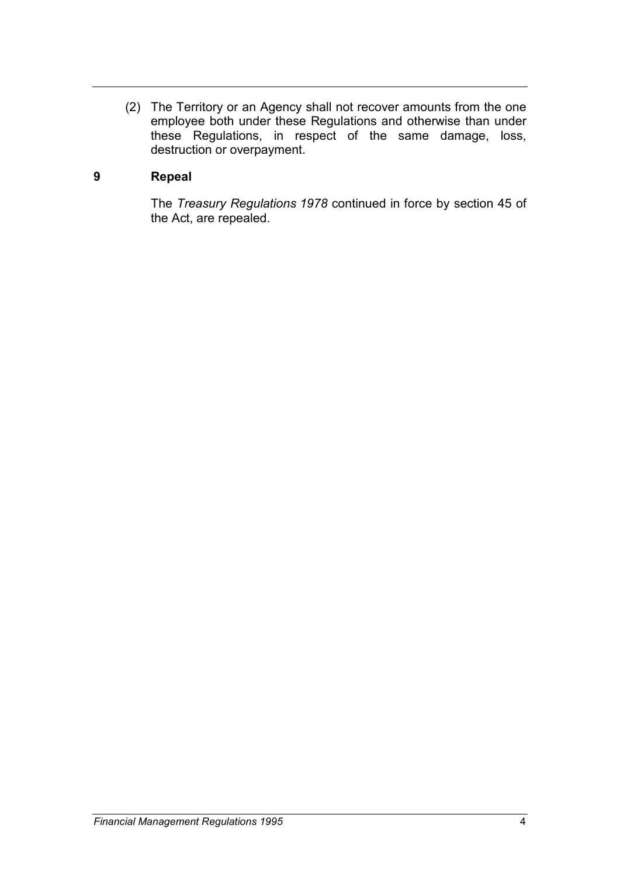(2) The Territory or an Agency shall not recover amounts from the one employee both under these Regulations and otherwise than under these Regulations, in respect of the same damage, loss, destruction or overpayment.

## 9 Repeal

The *Treasury Regulations 1978* continued in force by section 45 of the Act, are repealed.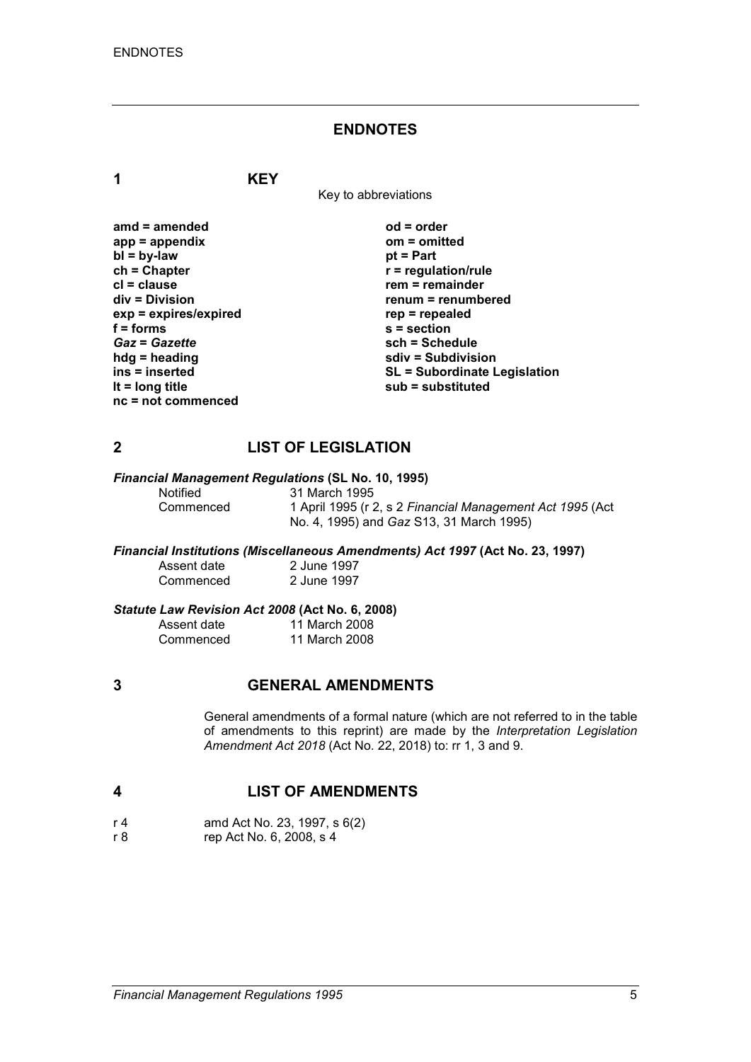## ENDNOTES

### 1 KEY

Key to abbreviations

| | |
|---|---|
| **amd = amended** | **od = order** |
| **app = appendix** | **om = omitted** |
| **bl = by-law** | **pt = Part** |
| **ch = Chapter** | **r = regulation/rule** |
| **cl = clause** | **rem = remainder** |
| **div = Division** | **renum = renumbered** |
| **exp = expires/expired** | **rep = repealed** |
| **f = forms** | **s = section** |
| ***Gaz* = *Gazette*** | **sch = Schedule** |
| **hdg = heading** | **sdiv = Subdivision** |
| **ins = inserted** | **SL = Subordinate Legislation** |
| **lt = long title** | **sub = substituted** |
| **nc = not commenced** | |

### 2 LIST OF LEGISLATION

***Financial Management Regulations* (SL No. 10, 1995)**

| | |
|---|---|
| Notified | 31 March 1995 |
| Commenced | 1 April 1995 (r 2, s 2 *Financial Management Act 1995* (Act No. 4, 1995) and *Gaz* S13, 31 March 1995) |

***Financial Institutions (Miscellaneous Amendments) Act 1997* (Act No. 23, 1997)**

| | |
|---|---|
| Assent date | 2 June 1997 |
| Commenced | 2 June 1997 |

***Statute Law Revision Act 2008* (Act No. 6, 2008)**

| | |
|---|---|
| Assent date | 11 March 2008 |
| Commenced | 11 March 2008 |

### 3 GENERAL AMENDMENTS

General amendments of a formal nature (which are not referred to in the table of amendments to this reprint) are made by the *Interpretation Legislation Amendment Act 2018* (Act No. 22, 2018) to: rr 1, 3 and 9.

### 4 LIST OF AMENDMENTS

| | |
|---|---|
| r 4 | amd Act No. 23, 1997, s 6(2) |
| r 8 | rep Act No. 6, 2008, s 4 |